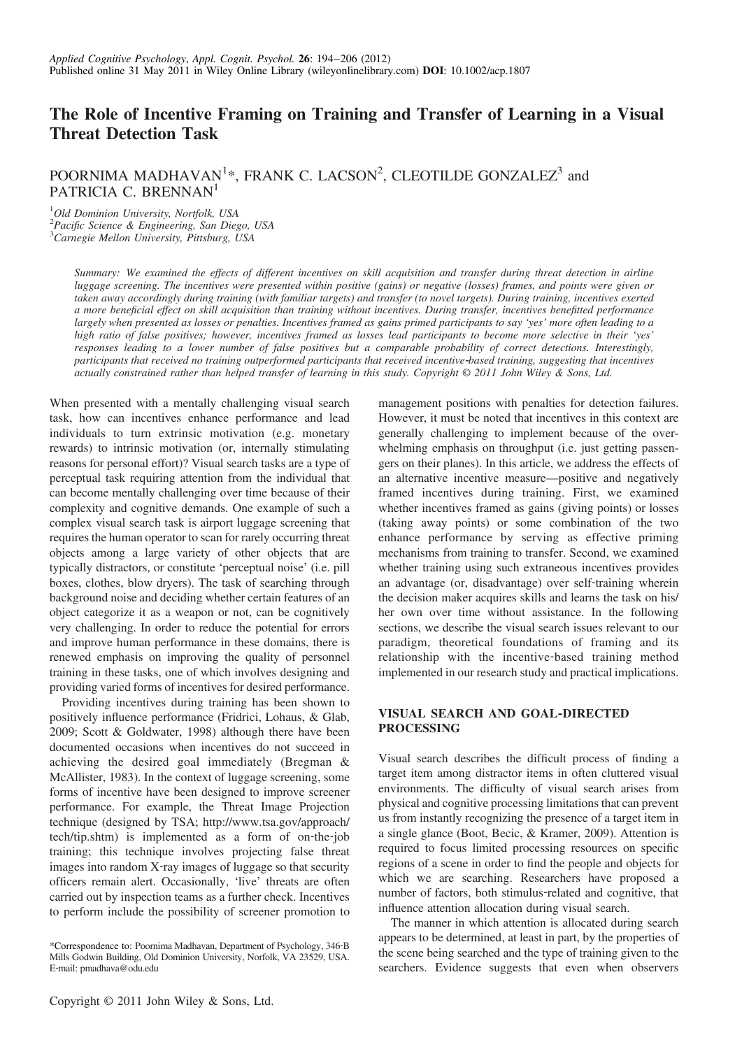# The Role of Incentive Framing on Training and Transfer of Learning in a Visual Threat Detection Task

POORNIMA MADHAVAN[1]*, FRANK C. LACSON[2], CLEOTILDE GONZALEZ[3] and PATRICIA C. BRENNAN[1]

[1]Old Dominion University, Nortfolk, USA
[2]Pacific Science & Engineering, San Diego, USA
[3]Carnegie Mellon University, Pittsburg, USA

*Summary: We examined the effects of different incentives on skill acquisition and transfer during threat detection in airline luggage screening. The incentives were presented within positive (gains) or negative (losses) frames, and points were given or taken away accordingly during training (with familiar targets) and transfer (to novel targets). During training, incentives exerted a more beneficial effect on skill acquisition than training without incentives. During transfer, incentives benefitted performance largely when presented as losses or penalties. Incentives framed as gains primed participants to say 'yes' more often leading to a high ratio of false positives; however, incentives framed as losses lead participants to become more selective in their 'yes' responses leading to a lower number of false positives but a comparable probability of correct detections. Interestingly, participants that received no training outperformed participants that received incentive-based training, suggesting that incentives actually constrained rather than helped transfer of learning in this study. Copyright © 2011 John Wiley & Sons, Ltd.*

When presented with a mentally challenging visual search task, how can incentives enhance performance and lead individuals to turn extrinsic motivation (e.g. monetary rewards) to intrinsic motivation (or, internally stimulating reasons for personal effort)? Visual search tasks are a type of perceptual task requiring attention from the individual that can become mentally challenging over time because of their complexity and cognitive demands. One example of a complex visual search task is airport luggage screening that requires the human operator to scan for rarely occurring threat objects among a large variety of other objects that are typically distractors, or constitute 'perceptual noise' (i.e. pill boxes, clothes, blow dryers). The task of searching through background noise and deciding whether certain features of an object categorize it as a weapon or not, can be cognitively very challenging. In order to reduce the potential for errors and improve human performance in these domains, there is renewed emphasis on improving the quality of personnel training in these tasks, one of which involves designing and providing varied forms of incentives for desired performance.

Providing incentives during training has been shown to positively influence performance (Fridrici, Lohaus, & Glab, 2009; Scott & Goldwater, 1998) although there have been documented occasions when incentives do not succeed in achieving the desired goal immediately (Bregman & McAllister, 1983). In the context of luggage screening, some forms of incentive have been designed to improve screener performance. For example, the Threat Image Projection technique (designed by TSA; http://www.tsa.gov/approach/tech/tip.shtm) is implemented as a form of on-the-job training; this technique involves projecting false threat images into random X-ray images of luggage so that security officers remain alert. Occasionally, 'live' threats are often carried out by inspection teams as a further check. Incentives to perform include the possibility of screener promotion to management positions with penalties for detection failures. However, it must be noted that incentives in this context are generally challenging to implement because of the overwhelming emphasis on throughput (i.e. just getting passengers on their planes). In this article, we address the effects of an alternative incentive measure—positive and negatively framed incentives during training. First, we examined whether incentives framed as gains (giving points) or losses (taking away points) or some combination of the two enhance performance by serving as effective priming mechanisms from training to transfer. Second, we examined whether training using such extraneous incentives provides an advantage (or, disadvantage) over self-training wherein the decision maker acquires skills and learns the task on his/her own over time without assistance. In the following sections, we describe the visual search issues relevant to our paradigm, theoretical foundations of framing and its relationship with the incentive-based training method implemented in our research study and practical implications.

## VISUAL SEARCH AND GOAL-DIRECTED PROCESSING

Visual search describes the difficult process of finding a target item among distractor items in often cluttered visual environments. The difficulty of visual search arises from physical and cognitive processing limitations that can prevent us from instantly recognizing the presence of a target item in a single glance (Boot, Becic, & Kramer, 2009). Attention is required to focus limited processing resources on specific regions of a scene in order to find the people and objects for which we are searching. Researchers have proposed a number of factors, both stimulus-related and cognitive, that influence attention allocation during visual search.

The manner in which attention is allocated during search appears to be determined, at least in part, by the properties of the scene being searched and the type of training given to the searchers. Evidence suggests that even when observers

*Correspondence to: Poornima Madhavan, Department of Psychology, 346-B Mills Godwin Building, Old Dominion University, Norfolk, VA 23529, USA. E-mail: pmadhava@odu.edu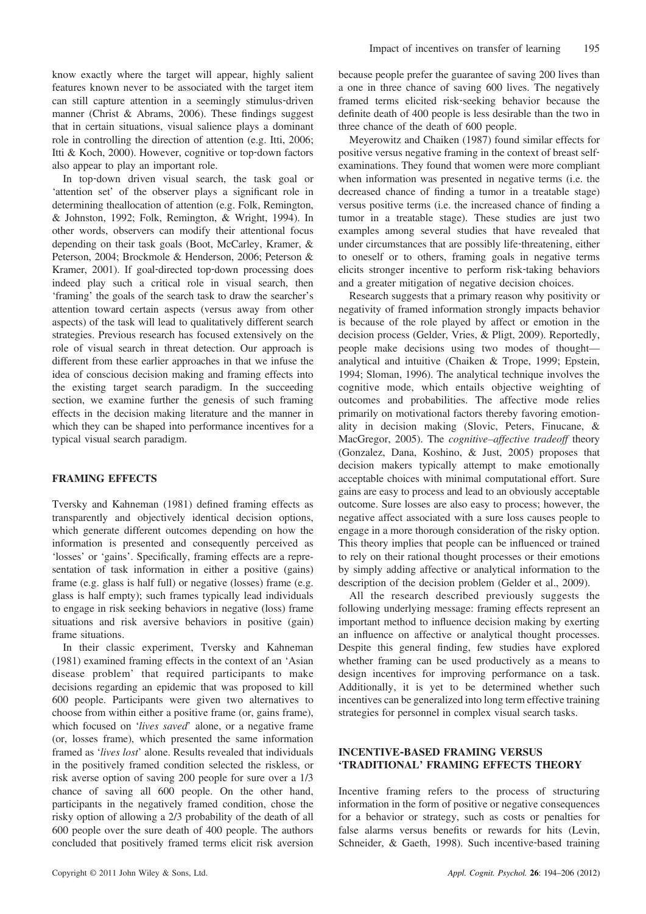know exactly where the target will appear, highly salient features known never to be associated with the target item can still capture attention in a seemingly stimulus-driven manner (Christ & Abrams, 2006). These findings suggest that in certain situations, visual salience plays a dominant role in controlling the direction of attention (e.g. Itti, 2006; Itti & Koch, 2000). However, cognitive or top-down factors also appear to play an important role.

In top-down driven visual search, the task goal or 'attention set' of the observer plays a significant role in determining theallocation of attention (e.g. Folk, Remington, & Johnston, 1992; Folk, Remington, & Wright, 1994). In other words, observers can modify their attentional focus depending on their task goals (Boot, McCarley, Kramer, & Peterson, 2004; Brockmole & Henderson, 2006; Peterson & Kramer, 2001). If goal-directed top-down processing does indeed play such a critical role in visual search, then 'framing' the goals of the search task to draw the searcher's attention toward certain aspects (versus away from other aspects) of the task will lead to qualitatively different search strategies. Previous research has focused extensively on the role of visual search in threat detection. Our approach is different from these earlier approaches in that we infuse the idea of conscious decision making and framing effects into the existing target search paradigm. In the succeeding section, we examine further the genesis of such framing effects in the decision making literature and the manner in which they can be shaped into performance incentives for a typical visual search paradigm.

## FRAMING EFFECTS

Tversky and Kahneman (1981) defined framing effects as transparently and objectively identical decision options, which generate different outcomes depending on how the information is presented and consequently perceived as 'losses' or 'gains'. Specifically, framing effects are a representation of task information in either a positive (gains) frame (e.g. glass is half full) or negative (losses) frame (e.g. glass is half empty); such frames typically lead individuals to engage in risk seeking behaviors in negative (loss) frame situations and risk aversive behaviors in positive (gain) frame situations.

In their classic experiment, Tversky and Kahneman (1981) examined framing effects in the context of an 'Asian disease problem' that required participants to make decisions regarding an epidemic that was proposed to kill 600 people. Participants were given two alternatives to choose from within either a positive frame (or, gains frame), which focused on '*lives saved*' alone, or a negative frame (or, losses frame), which presented the same information framed as '*lives lost*' alone. Results revealed that individuals in the positively framed condition selected the riskless, or risk averse option of saving 200 people for sure over a 1/3 chance of saving all 600 people. On the other hand, participants in the negatively framed condition, chose the risky option of allowing a 2/3 probability of the death of all 600 people over the sure death of 400 people. The authors concluded that positively framed terms elicit risk aversion because people prefer the guarantee of saving 200 lives than a one in three chance of saving 600 lives. The negatively framed terms elicited risk-seeking behavior because the definite death of 400 people is less desirable than the two in three chance of the death of 600 people.

Meyerowitz and Chaiken (1987) found similar effects for positive versus negative framing in the context of breast self-examinations. They found that women were more compliant when information was presented in negative terms (i.e. the decreased chance of finding a tumor in a treatable stage) versus positive terms (i.e. the increased chance of finding a tumor in a treatable stage). These studies are just two examples among several studies that have revealed that under circumstances that are possibly life-threatening, either to oneself or to others, framing goals in negative terms elicits stronger incentive to perform risk-taking behaviors and a greater mitigation of negative decision choices.

Research suggests that a primary reason why positivity or negativity of framed information strongly impacts behavior is because of the role played by affect or emotion in the decision process (Gelder, Vries, & Pligt, 2009). Reportedly, people make decisions using two modes of thought—analytical and intuitive (Chaiken & Trope, 1999; Epstein, 1994; Sloman, 1996). The analytical technique involves the cognitive mode, which entails objective weighting of outcomes and probabilities. The affective mode relies primarily on motivational factors thereby favoring emotionality in decision making (Slovic, Peters, Finucane, & MacGregor, 2005). The *cognitive–affective tradeoff* theory (Gonzalez, Dana, Koshino, & Just, 2005) proposes that decision makers typically attempt to make emotionally acceptable choices with minimal computational effort. Sure gains are easy to process and lead to an obviously acceptable outcome. Sure losses are also easy to process; however, the negative affect associated with a sure loss causes people to engage in a more thorough consideration of the risky option. This theory implies that people can be influenced or trained to rely on their rational thought processes or their emotions by simply adding affective or analytical information to the description of the decision problem (Gelder et al., 2009).

All the research described previously suggests the following underlying message: framing effects represent an important method to influence decision making by exerting an influence on affective or analytical thought processes. Despite this general finding, few studies have explored whether framing can be used productively as a means to design incentives for improving performance on a task. Additionally, it is yet to be determined whether such incentives can be generalized into long term effective training strategies for personnel in complex visual search tasks.

## INCENTIVE-BASED FRAMING VERSUS 'TRADITIONAL' FRAMING EFFECTS THEORY

Incentive framing refers to the process of structuring information in the form of positive or negative consequences for a behavior or strategy, such as costs or penalties for false alarms versus benefits or rewards for hits (Levin, Schneider, & Gaeth, 1998). Such incentive-based training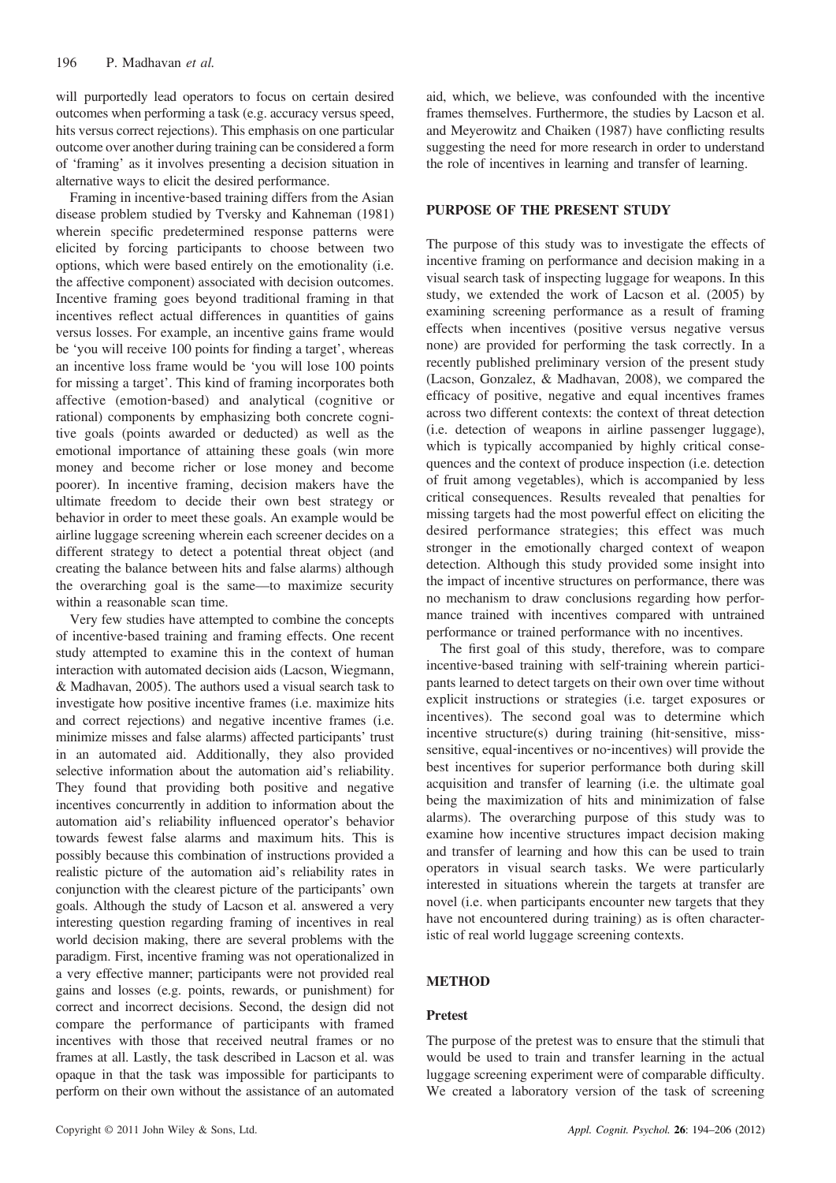will purportedly lead operators to focus on certain desired outcomes when performing a task (e.g. accuracy versus speed, hits versus correct rejections). This emphasis on one particular outcome over another during training can be considered a form of 'framing' as it involves presenting a decision situation in alternative ways to elicit the desired performance.

Framing in incentive-based training differs from the Asian disease problem studied by Tversky and Kahneman (1981) wherein specific predetermined response patterns were elicited by forcing participants to choose between two options, which were based entirely on the emotionality (i.e. the affective component) associated with decision outcomes. Incentive framing goes beyond traditional framing in that incentives reflect actual differences in quantities of gains versus losses. For example, an incentive gains frame would be 'you will receive 100 points for finding a target', whereas an incentive loss frame would be 'you will lose 100 points for missing a target'. This kind of framing incorporates both affective (emotion-based) and analytical (cognitive or rational) components by emphasizing both concrete cognitive goals (points awarded or deducted) as well as the emotional importance of attaining these goals (win more money and become richer or lose money and become poorer). In incentive framing, decision makers have the ultimate freedom to decide their own best strategy or behavior in order to meet these goals. An example would be airline luggage screening wherein each screener decides on a different strategy to detect a potential threat object (and creating the balance between hits and false alarms) although the overarching goal is the same—to maximize security within a reasonable scan time.

Very few studies have attempted to combine the concepts of incentive-based training and framing effects. One recent study attempted to examine this in the context of human interaction with automated decision aids (Lacson, Wiegmann, & Madhavan, 2005). The authors used a visual search task to investigate how positive incentive frames (i.e. maximize hits and correct rejections) and negative incentive frames (i.e. minimize misses and false alarms) affected participants' trust in an automated aid. Additionally, they also provided selective information about the automation aid's reliability. They found that providing both positive and negative incentives concurrently in addition to information about the automation aid's reliability influenced operator's behavior towards fewest false alarms and maximum hits. This is possibly because this combination of instructions provided a realistic picture of the automation aid's reliability rates in conjunction with the clearest picture of the participants' own goals. Although the study of Lacson et al. answered a very interesting question regarding framing of incentives in real world decision making, there are several problems with the paradigm. First, incentive framing was not operationalized in a very effective manner; participants were not provided real gains and losses (e.g. points, rewards, or punishment) for correct and incorrect decisions. Second, the design did not compare the performance of participants with framed incentives with those that received neutral frames or no frames at all. Lastly, the task described in Lacson et al. was opaque in that the task was impossible for participants to perform on their own without the assistance of an automated aid, which, we believe, was confounded with the incentive frames themselves. Furthermore, the studies by Lacson et al. and Meyerowitz and Chaiken (1987) have conflicting results suggesting the need for more research in order to understand the role of incentives in learning and transfer of learning.

## PURPOSE OF THE PRESENT STUDY

The purpose of this study was to investigate the effects of incentive framing on performance and decision making in a visual search task of inspecting luggage for weapons. In this study, we extended the work of Lacson et al. (2005) by examining screening performance as a result of framing effects when incentives (positive versus negative versus none) are provided for performing the task correctly. In a recently published preliminary version of the present study (Lacson, Gonzalez, & Madhavan, 2008), we compared the efficacy of positive, negative and equal incentives frames across two different contexts: the context of threat detection (i.e. detection of weapons in airline passenger luggage), which is typically accompanied by highly critical consequences and the context of produce inspection (i.e. detection of fruit among vegetables), which is accompanied by less critical consequences. Results revealed that penalties for missing targets had the most powerful effect on eliciting the desired performance strategies; this effect was much stronger in the emotionally charged context of weapon detection. Although this study provided some insight into the impact of incentive structures on performance, there was no mechanism to draw conclusions regarding how performance trained with incentives compared with untrained performance or trained performance with no incentives.

The first goal of this study, therefore, was to compare incentive-based training with self-training wherein participants learned to detect targets on their own over time without explicit instructions or strategies (i.e. target exposures or incentives). The second goal was to determine which incentive structure(s) during training (hit-sensitive, miss-sensitive, equal-incentives or no-incentives) will provide the best incentives for superior performance both during skill acquisition and transfer of learning (i.e. the ultimate goal being the maximization of hits and minimization of false alarms). The overarching purpose of this study was to examine how incentive structures impact decision making and transfer of learning and how this can be used to train operators in visual search tasks. We were particularly interested in situations wherein the targets at transfer are novel (i.e. when participants encounter new targets that they have not encountered during training) as is often characteristic of real world luggage screening contexts.

## METHOD

### Pretest

The purpose of the pretest was to ensure that the stimuli that would be used to train and transfer learning in the actual luggage screening experiment were of comparable difficulty. We created a laboratory version of the task of screening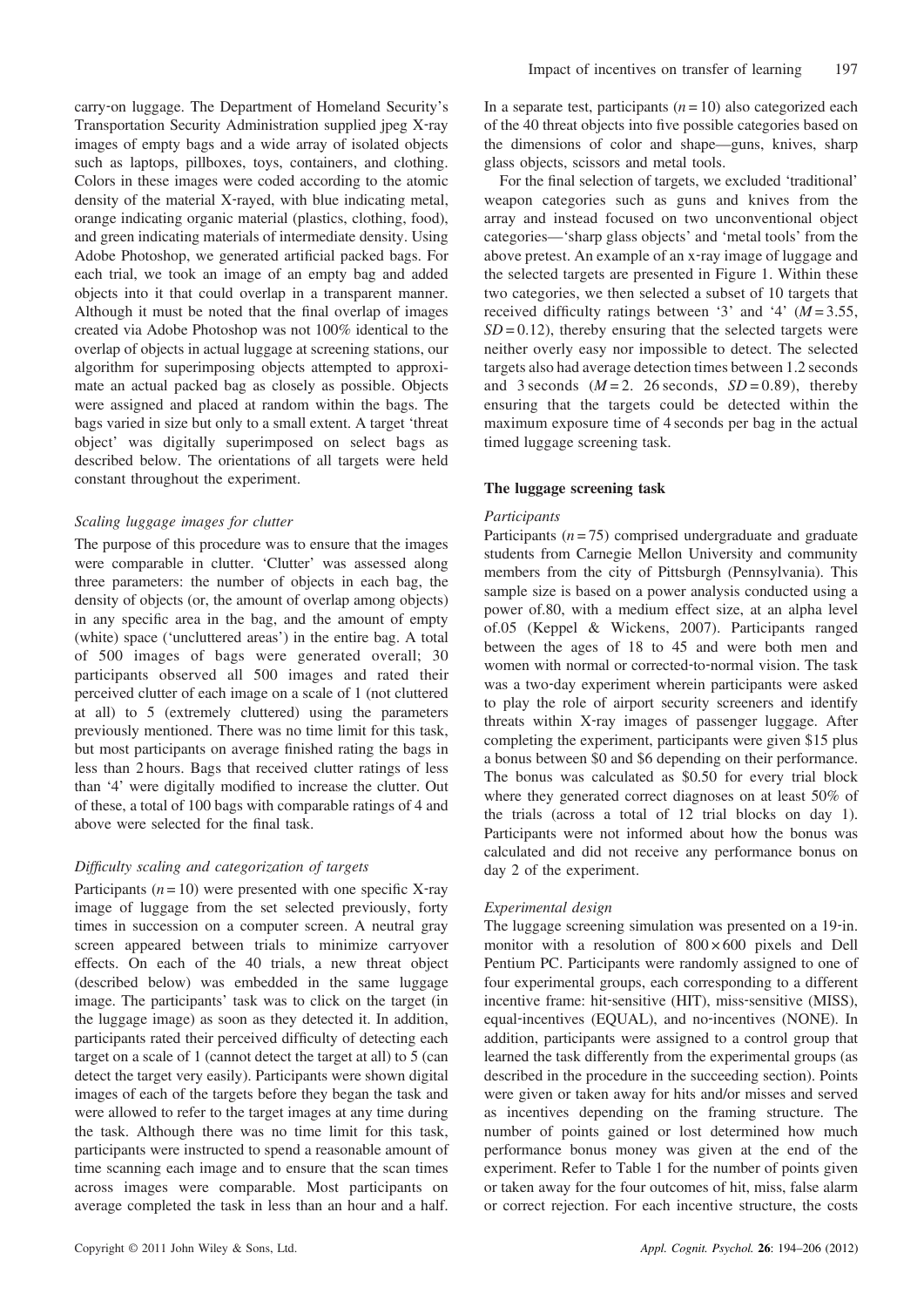carry-on luggage. The Department of Homeland Security's Transportation Security Administration supplied jpeg X-ray images of empty bags and a wide array of isolated objects such as laptops, pillboxes, toys, containers, and clothing. Colors in these images were coded according to the atomic density of the material X-rayed, with blue indicating metal, orange indicating organic material (plastics, clothing, food), and green indicating materials of intermediate density. Using Adobe Photoshop, we generated artificial packed bags. For each trial, we took an image of an empty bag and added objects into it that could overlap in a transparent manner. Although it must be noted that the final overlap of images created via Adobe Photoshop was not 100% identical to the overlap of objects in actual luggage at screening stations, our algorithm for superimposing objects attempted to approximate an actual packed bag as closely as possible. Objects were assigned and placed at random within the bags. The bags varied in size but only to a small extent. A target 'threat object' was digitally superimposed on select bags as described below. The orientations of all targets were held constant throughout the experiment.

### *Scaling luggage images for clutter*

The purpose of this procedure was to ensure that the images were comparable in clutter. 'Clutter' was assessed along three parameters: the number of objects in each bag, the density of objects (or, the amount of overlap among objects) in any specific area in the bag, and the amount of empty (white) space ('uncluttered areas') in the entire bag. A total of 500 images of bags were generated overall; 30 participants observed all 500 images and rated their perceived clutter of each image on a scale of 1 (not cluttered at all) to 5 (extremely cluttered) using the parameters previously mentioned. There was no time limit for this task, but most participants on average finished rating the bags in less than 2 hours. Bags that received clutter ratings of less than '4' were digitally modified to increase the clutter. Out of these, a total of 100 bags with comparable ratings of 4 and above were selected for the final task.

### *Difficulty scaling and categorization of targets*

Participants ($n = 10$) were presented with one specific X-ray image of luggage from the set selected previously, forty times in succession on a computer screen. A neutral gray screen appeared between trials to minimize carryover effects. On each of the 40 trials, a new threat object (described below) was embedded in the same luggage image. The participants' task was to click on the target (in the luggage image) as soon as they detected it. In addition, participants rated their perceived difficulty of detecting each target on a scale of 1 (cannot detect the target at all) to 5 (can detect the target very easily). Participants were shown digital images of each of the targets before they began the task and were allowed to refer to the target images at any time during the task. Although there was no time limit for this task, participants were instructed to spend a reasonable amount of time scanning each image and to ensure that the scan times across images were comparable. Most participants on average completed the task in less than an hour and a half. In a separate test, participants ($n = 10$) also categorized each of the 40 threat objects into five possible categories based on the dimensions of color and shape—guns, knives, sharp glass objects, scissors and metal tools.

For the final selection of targets, we excluded 'traditional' weapon categories such as guns and knives from the array and instead focused on two unconventional object categories—'sharp glass objects' and 'metal tools' from the above pretest. An example of an x-ray image of luggage and the selected targets are presented in Figure 1. Within these two categories, we then selected a subset of 10 targets that received difficulty ratings between '3' and '4' ($M = 3.55$, $SD = 0.12$), thereby ensuring that the selected targets were neither overly easy nor impossible to detect. The selected targets also had average detection times between 1.2 seconds and 3 seconds ($M = 2.$ 26 seconds, $SD = 0.89$), thereby ensuring that the targets could be detected within the maximum exposure time of 4 seconds per bag in the actual timed luggage screening task.

## The luggage screening task

### *Participants*

Participants ($n = 75$) comprised undergraduate and graduate students from Carnegie Mellon University and community members from the city of Pittsburgh (Pennsylvania). This sample size is based on a power analysis conducted using a power of.80, with a medium effect size, at an alpha level of.05 (Keppel & Wickens, 2007). Participants ranged between the ages of 18 to 45 and were both men and women with normal or corrected-to-normal vision. The task was a two-day experiment wherein participants were asked to play the role of airport security screeners and identify threats within X-ray images of passenger luggage. After completing the experiment, participants were given \$15 plus a bonus between \$0 and \$6 depending on their performance. The bonus was calculated as \$0.50 for every trial block where they generated correct diagnoses on at least 50% of the trials (across a total of 12 trial blocks on day 1). Participants were not informed about how the bonus was calculated and did not receive any performance bonus on day 2 of the experiment.

### *Experimental design*

The luggage screening simulation was presented on a 19-in. monitor with a resolution of $800 \times 600$ pixels and Dell Pentium PC. Participants were randomly assigned to one of four experimental groups, each corresponding to a different incentive frame: hit-sensitive (HIT), miss-sensitive (MISS), equal-incentives (EQUAL), and no-incentives (NONE). In addition, participants were assigned to a control group that learned the task differently from the experimental groups (as described in the procedure in the succeeding section). Points were given or taken away for hits and/or misses and served as incentives depending on the framing structure. The number of points gained or lost determined how much performance bonus money was given at the end of the experiment. Refer to Table 1 for the number of points given or taken away for the four outcomes of hit, miss, false alarm or correct rejection. For each incentive structure, the costs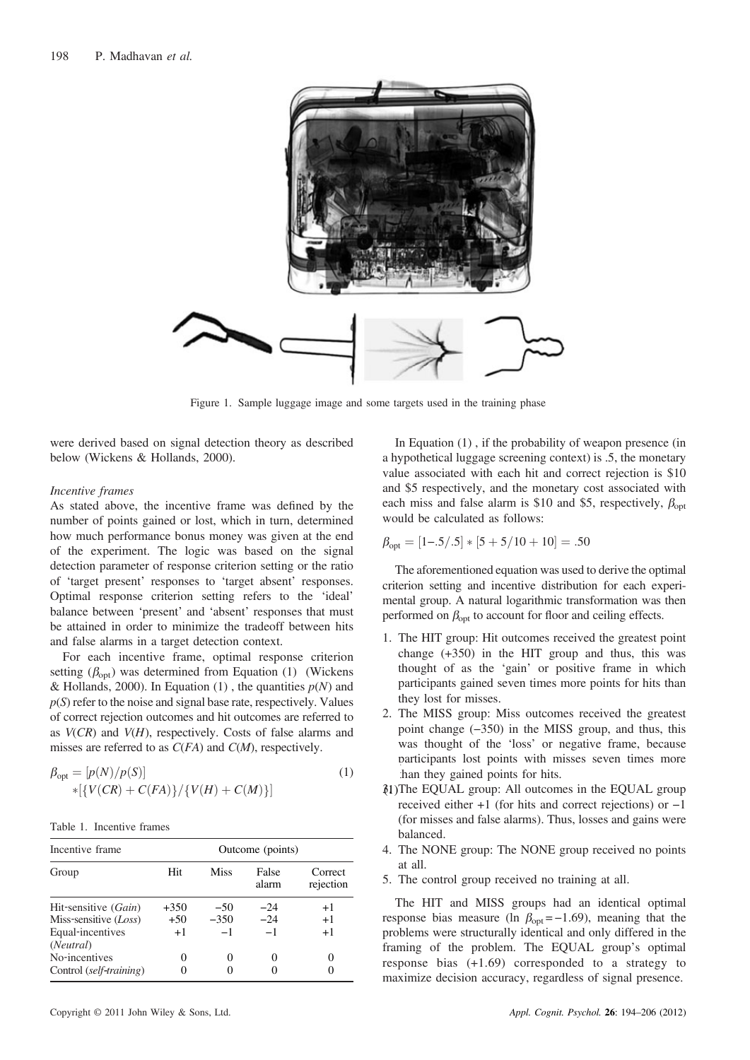Figure 1. Sample luggage image and some targets used in the training phase

were derived based on signal detection theory as described below (Wickens & Hollands, 2000).

*Incentive frames*

As stated above, the incentive frame was defined by the number of points gained or lost, which in turn, determined how much performance bonus money was given at the end of the experiment. The logic was based on the signal detection parameter of response criterion setting or the ratio of 'target present' responses to 'target absent' responses. Optimal response criterion setting refers to the 'ideal' balance between 'present' and 'absent' responses that must be attained in order to minimize the tradeoff between hits and false alarms in a target detection context.

For each incentive frame, optimal response criterion setting ($\beta_{opt}$) was determined from Equation (1) (Wickens & Hollands, 2000). In Equation (1), the quantities $p(N)$ and $p(S)$ refer to the noise and signal base rate, respectively. Values of correct rejection outcomes and hit outcomes are referred to as $V(CR)$ and $V(H)$, respectively. Costs of false alarms and misses are referred to as $C(FA)$ and $C(M)$, respectively.

$$\beta_{opt} = [p(N)/p(S)] * [\{V(CR) + C(FA)\}/\{V(H) + C(M)\}] \quad (1)$$

Table 1. Incentive frames

| Incentive frame | Outcome (points) | | | |
|---|---|---|---|---|
| Group | Hit | Miss | False alarm | Correct rejection |
| Hit-sensitive (*Gain*) | +350 | −50 | −24 | +1 |
| Miss-sensitive (*Loss*) | +50 | −350 | −24 | +1 |
| Equal-incentives (*Neutral*) | +1 | −1 | −1 | +1 |
| No-incentives | 0 | 0 | 0 | 0 |
| Control (*self-training*) | 0 | 0 | 0 | 0 |

In Equation (1), if the probability of weapon presence (in a hypothetical luggage screening context) is .5, the monetary value associated with each hit and correct rejection is \$10 and \$5 respectively, and the monetary cost associated with each miss and false alarm is \$10 and \$5, respectively, $\beta_{opt}$ would be calculated as follows:

$$\beta_{opt} = [1 - .5/.5] * [5 + 5/10 + 10] = .50$$

The aforementioned equation was used to derive the optimal criterion setting and incentive distribution for each experimental group. A natural logarithmic transformation was then performed on $\beta_{opt}$ to account for floor and ceiling effects.

1. The HIT group: Hit outcomes received the greatest point change (+350) in the HIT group and thus, this was thought of as the 'gain' or positive frame in which participants gained seven times more points for hits than they lost for misses.
2. The MISS group: Miss outcomes received the greatest point change (−350) in the MISS group, and thus, this was thought of the 'loss' or negative frame, because participants lost points with misses seven times more than they gained points for hits.
3. The EQUAL group: All outcomes in the EQUAL group received either +1 (for hits and correct rejections) or −1 (for misses and false alarms). Thus, losses and gains were balanced.
4. The NONE group: The NONE group received no points at all.
5. The control group received no training at all.

The HIT and MISS groups had an identical optimal response bias measure ($\ln \beta_{opt} = -1.69$), meaning that the problems were structurally identical and only differed in the framing of the problem. The EQUAL group's optimal response bias (+1.69) corresponded to a strategy to maximize decision accuracy, regardless of signal presence.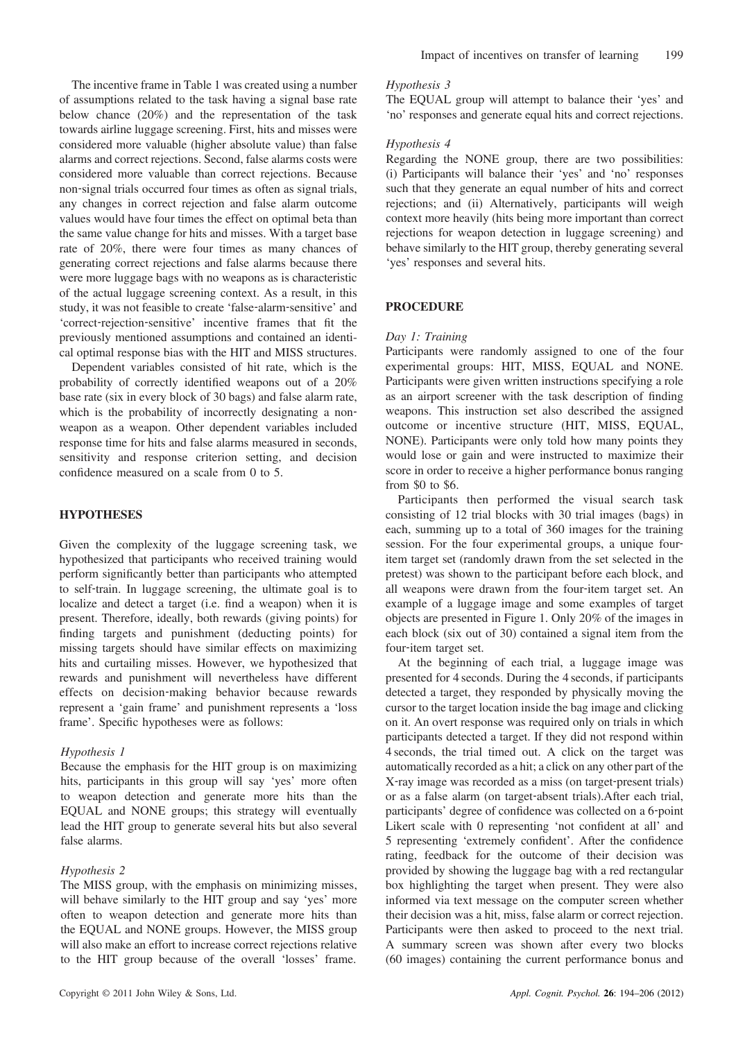The incentive frame in Table 1 was created using a number of assumptions related to the task having a signal base rate below chance (20%) and the representation of the task towards airline luggage screening. First, hits and misses were considered more valuable (higher absolute value) than false alarms and correct rejections. Second, false alarms costs were considered more valuable than correct rejections. Because non-signal trials occurred four times as often as signal trials, any changes in correct rejection and false alarm outcome values would have four times the effect on optimal beta than the same value change for hits and misses. With a target base rate of 20%, there were four times as many chances of generating correct rejections and false alarms because there were more luggage bags with no weapons as is characteristic of the actual luggage screening context. As a result, in this study, it was not feasible to create 'false-alarm-sensitive' and 'correct-rejection-sensitive' incentive frames that fit the previously mentioned assumptions and contained an identical optimal response bias with the HIT and MISS structures.

Dependent variables consisted of hit rate, which is the probability of correctly identified weapons out of a 20% base rate (six in every block of 30 bags) and false alarm rate, which is the probability of incorrectly designating a non-weapon as a weapon. Other dependent variables included response time for hits and false alarms measured in seconds, sensitivity and response criterion setting, and decision confidence measured on a scale from 0 to 5.

## HYPOTHESES

Given the complexity of the luggage screening task, we hypothesized that participants who received training would perform significantly better than participants who attempted to self-train. In luggage screening, the ultimate goal is to localize and detect a target (i.e. find a weapon) when it is present. Therefore, ideally, both rewards (giving points) for finding targets and punishment (deducting points) for missing targets should have similar effects on maximizing hits and curtailing misses. However, we hypothesized that rewards and punishment will nevertheless have different effects on decision-making behavior because rewards represent a 'gain frame' and punishment represents a 'loss frame'. Specific hypotheses were as follows:

### *Hypothesis 1*

Because the emphasis for the HIT group is on maximizing hits, participants in this group will say 'yes' more often to weapon detection and generate more hits than the EQUAL and NONE groups; this strategy will eventually lead the HIT group to generate several hits but also several false alarms.

### *Hypothesis 2*

The MISS group, with the emphasis on minimizing misses, will behave similarly to the HIT group and say 'yes' more often to weapon detection and generate more hits than the EQUAL and NONE groups. However, the MISS group will also make an effort to increase correct rejections relative to the HIT group because of the overall 'losses' frame.

### *Hypothesis 3*

The EQUAL group will attempt to balance their 'yes' and 'no' responses and generate equal hits and correct rejections.

### *Hypothesis 4*

Regarding the NONE group, there are two possibilities: (i) Participants will balance their 'yes' and 'no' responses such that they generate an equal number of hits and correct rejections; and (ii) Alternatively, participants will weigh context more heavily (hits being more important than correct rejections for weapon detection in luggage screening) and behave similarly to the HIT group, thereby generating several 'yes' responses and several hits.

## PROCEDURE

### *Day 1: Training*

Participants were randomly assigned to one of the four experimental groups: HIT, MISS, EQUAL and NONE. Participants were given written instructions specifying a role as an airport screener with the task description of finding weapons. This instruction set also described the associated outcome or incentive structure (HIT, MISS, EQUAL, NONE). Participants were only told how many points they would lose or gain and were instructed to maximize their score in order to receive a higher performance bonus ranging from $0 to $6.

Participants then performed the visual search task consisting of 12 trial blocks with 30 trial images (bags) in each, summing up to a total of 360 images for the training session. For the four experimental groups, a unique four-item target set (randomly drawn from the set selected in the pretest) was shown to the participant before each block, and all weapons were drawn from the four-item target set. An example of a luggage image and some examples of target objects are presented in Figure 1. Only 20% of the images in each block (six out of 30) contained a signal item from the four-item target set.

At the beginning of each trial, a luggage image was presented for 4 seconds. During the 4 seconds, if participants detected a target, they responded by physically moving the cursor to the target location inside the bag image and clicking on it. An overt response was required only on trials in which participants detected a target. If they did not respond within 4 seconds, the trial timed out. A click on the target was automatically recorded as a hit; a click on any other part of the X-ray image was recorded as a miss (on target-present trials) or as a false alarm (on target-absent trials). After each trial, participants' degree of confidence was collected on a 6-point Likert scale with 0 representing 'not confident at all' and 5 representing 'extremely confident'. After the confidence rating, feedback for the outcome of their decision was provided by showing the luggage bag with a red rectangular box highlighting the target when present. They were also informed via text message on the computer screen whether their decision was a hit, miss, false alarm or correct rejection. Participants were then asked to proceed to the next trial. A summary screen was shown after every two blocks (60 images) containing the current performance bonus and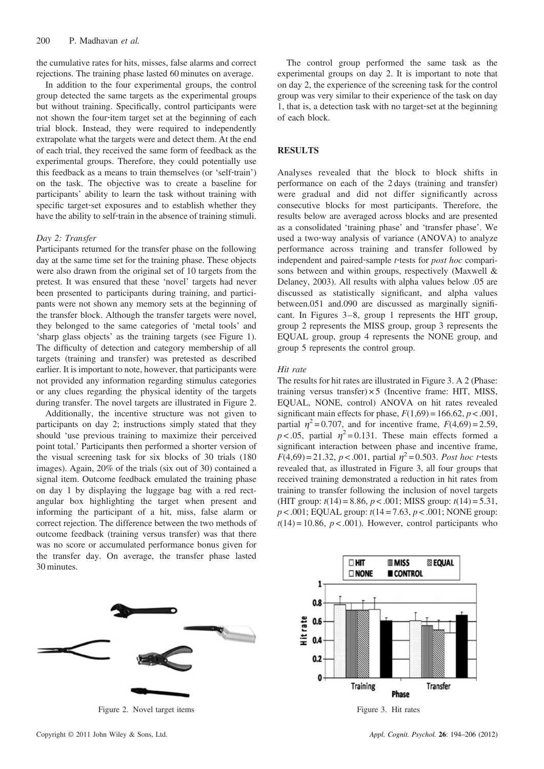the cumulative rates for hits, misses, false alarms and correct rejections. The training phase lasted 60 minutes on average.

In addition to the four experimental groups, the control group detected the same targets as the experimental groups but without training. Specifically, control participants were not shown the four-item target set at the beginning of each trial block. Instead, they were required to independently extrapolate what the targets were and detect them. At the end of each trial, they received the same form of feedback as the experimental groups. Therefore, they could potentially use this feedback as a means to train themselves (or 'self-train') on the task. The objective was to create a baseline for participants' ability to learn the task without training with specific target-set exposures and to establish whether they have the ability to self-train in the absence of training stimuli.

*Day 2: Transfer*

Participants returned for the transfer phase on the following day at the same time set for the training phase. These objects were also drawn from the original set of 10 targets from the pretest. It was ensured that these 'novel' targets had never been presented to participants during training, and participants were not shown any memory sets at the beginning of the transfer block. Although the transfer targets were novel, they belonged to the same categories of 'metal tools' and 'sharp glass objects' as the training targets (see Figure 1). The difficulty of detection and category membership of all targets (training and transfer) was pretested as described earlier. It is important to note, however, that participants were not provided any information regarding stimulus categories or any clues regarding the physical identity of the targets during transfer. The novel targets are illustrated in Figure 2.

Additionally, the incentive structure was not given to participants on day 2; instructions simply stated that they should 'use previous training to maximize their perceived point total.' Participants then performed a shorter version of the visual screening task for six blocks of 30 trials (180 images). Again, 20% of the trials (six out of 30) contained a signal item. Outcome feedback emulated the training phase on day 1 by displaying the luggage bag with a red rectangular box highlighting the target when present and informing the participant of a hit, miss, false alarm or correct rejection. The difference between the two methods of outcome feedback (training versus transfer) was that there was no score or accumulated performance bonus given for the transfer day. On average, the transfer phase lasted 30 minutes.

Figure 2. Novel target items

The control group performed the same task as the experimental groups on day 2. It is important to note that on day 2, the experience of the screening task for the control group was very similar to their experience of the task on day 1, that is, a detection task with no target-set at the beginning of each block.

## RESULTS

Analyses revealed that the block to block shifts in performance on each of the 2 days (training and transfer) were gradual and did not differ significantly across consecutive blocks for most participants. Therefore, the results below are averaged across blocks and are presented as a consolidated 'training phase' and 'transfer phase'. We used a two-way analysis of variance (ANOVA) to analyze performance across training and transfer followed by independent and paired-sample *t*-tests for *post hoc* comparisons between and within groups, respectively (Maxwell & Delaney, 2003). All results with alpha values below .05 are discussed as statistically significant, and alpha values between.051 and.090 are discussed as marginally significant. In Figures 3–8, group 1 represents the HIT group, group 2 represents the MISS group, group 3 represents the EQUAL group, group 4 represents the NONE group, and group 5 represents the control group.

*Hit rate*

The results for hit rates are illustrated in Figure 3. A 2 (Phase: training versus transfer) × 5 (Incentive frame: HIT, MISS, EQUAL, NONE, control) ANOVA on hit rates revealed significant main effects for phase, $F(1,69) = 166.62$, $p < .001$, partial $\eta^2 = 0.707$, and for incentive frame, $F(4,69) = 2.59$, $p < .05$, partial $\eta^2 = 0.131$. These main effects formed a significant interaction between phase and incentive frame, $F(4,69) = 21.32$, $p < .001$, partial $\eta^2 = 0.503$. *Post hoc* *t*-tests revealed that, as illustrated in Figure 3, all four groups that received training demonstrated a reduction in hit rates from training to transfer following the inclusion of novel targets (HIT group: $t(14) = 8.86$, $p < .001$; MISS group: $t(14) = 5.31$, $p < .001$; EQUAL group: $t(14 = 7.63$, $p < .001$; NONE group: $t(14) = 10.86$, $p < .001$). However, control participants who

Figure 3. Hit rates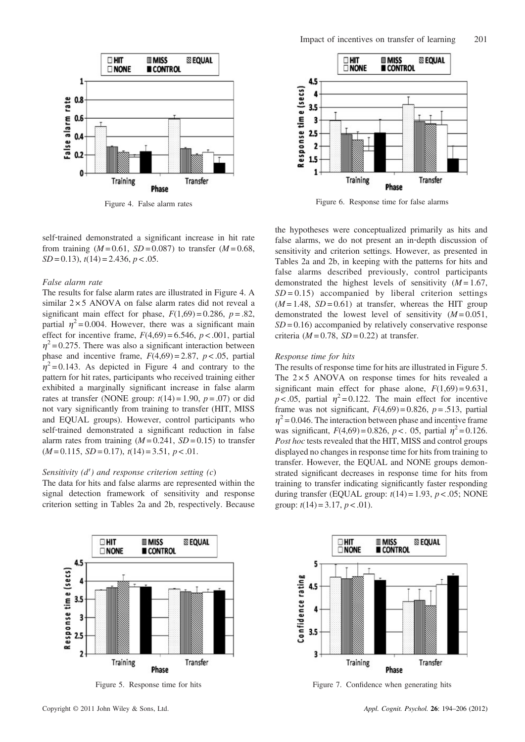Figure 4. False alarm rates

Figure 6. Response time for false alarms

self-trained demonstrated a significant increase in hit rate from training ($M = 0.61$, $SD = 0.087$) to transfer ($M = 0.68$, $SD = 0.13$), $t(14) = 2.436$, $p < .05$.

*False alarm rate*

The results for false alarm rates are illustrated in Figure 4. A similar 2 × 5 ANOVA on false alarm rates did not reveal a significant main effect for phase, $F(1,69) = 0.286$, $p = .82$, partial $\eta^2 = 0.004$. However, there was a significant main effect for incentive frame, $F(4,69) = 6.546$, $p < .001$, partial $\eta^2 = 0.275$. There was also a significant interaction between phase and incentive frame, $F(4,69) = 2.87$, $p < .05$, partial $\eta^2 = 0.143$. As depicted in Figure 4 and contrary to the pattern for hit rates, participants who received training either exhibited a marginally significant increase in false alarm rates at transfer (NONE group: $t(14) = 1.90$, $p = .07$) or did not vary significantly from training to transfer (HIT, MISS and EQUAL groups). However, control participants who self-trained demonstrated a significant reduction in false alarm rates from training ($M = 0.241$, $SD = 0.15$) to transfer ($M = 0.115$, $SD = 0.17$), $t(14) = 3.51$, $p < .01$.

*Sensitivity (d′) and response criterion setting (c)*

The data for hits and false alarms are represented within the signal detection framework of sensitivity and response criterion setting in Tables 2a and 2b, respectively. Because the hypotheses were conceptualized primarily as hits and false alarms, we do not present an in-depth discussion of sensitivity and criterion settings. However, as presented in Tables 2a and 2b, in keeping with the patterns for hits and false alarms described previously, control participants demonstrated the highest levels of sensitivity ($M = 1.67$, $SD = 0.15$) accompanied by liberal criterion settings ($M = 1.48$, $SD = 0.61$) at transfer, whereas the HIT group demonstrated the lowest level of sensitivity ($M = 0.051$, $SD = 0.16$) accompanied by relatively conservative response criteria ($M = 0.78$, $SD = 0.22$) at transfer.

*Response time for hits*

The results of response time for hits are illustrated in Figure 5. The 2 × 5 ANOVA on response times for hits revealed a significant main effect for phase alone, $F(1,69) = 9.631$, $p < .05$, partial $\eta^2 = 0.122$. The main effect for incentive frame was not significant, $F(4,69) = 0.826$, $p = .513$, partial $\eta^2 = 0.046$. The interaction between phase and incentive frame was significant, $F(4,69) = 0.826$, $p <$. 05, partial $\eta^2 = 0.126$. *Post hoc* tests revealed that the HIT, MISS and control groups displayed no changes in response time for hits from training to transfer. However, the EQUAL and NONE groups demonstrated significant decreases in response time for hits from training to transfer indicating significantly faster responding during transfer (EQUAL group: $t(14) = 1.93$, $p < .05$; NONE group: $t(14) = 3.17$, $p < .01$).

Figure 5. Response time for hits

Figure 7. Confidence when generating hits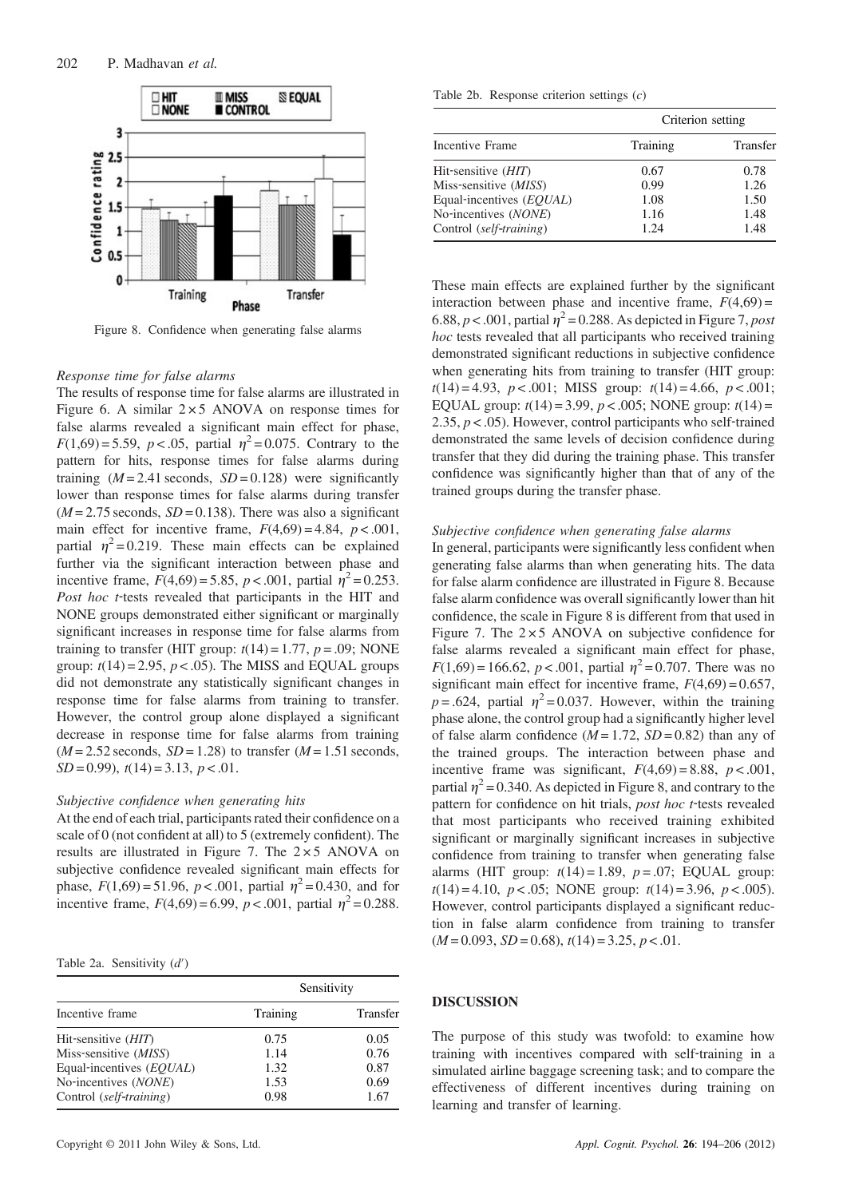Figure 8. Confidence when generating false alarms

*Response time for false alarms*

The results of response time for false alarms are illustrated in Figure 6. A similar 2 × 5 ANOVA on response times for false alarms revealed a significant main effect for phase, $F(1,69) = 5.59$, $p < .05$, partial $\eta^2 = 0.075$. Contrary to the pattern for hits, response times for false alarms during training ($M = 2.41$ seconds, $SD = 0.128$) were significantly lower than response times for false alarms during transfer ($M = 2.75$ seconds, $SD = 0.138$). There was also a significant main effect for incentive frame, $F(4,69) = 4.84$, $p < .001$, partial $\eta^2 = 0.219$. These main effects can be explained further via the significant interaction between phase and incentive frame, $F(4,69) = 5.85$, $p < .001$, partial $\eta^2 = 0.253$. *Post hoc t*-tests revealed that participants in the HIT and NONE groups demonstrated either significant or marginally significant increases in response time for false alarms from training to transfer (HIT group: $t(14) = 1.77$, $p = .09$; NONE group: $t(14) = 2.95$, $p < .05$). The MISS and EQUAL groups did not demonstrate any statistically significant changes in response time for false alarms from training to transfer. However, the control group alone displayed a significant decrease in response time for false alarms from training ($M = 2.52$ seconds, $SD = 1.28$) to transfer ($M = 1.51$ seconds, $SD = 0.99$), $t(14) = 3.13$, $p < .01$.

*Subjective confidence when generating hits*

At the end of each trial, participants rated their confidence on a scale of 0 (not confident at all) to 5 (extremely confident). The results are illustrated in Figure 7. The 2 × 5 ANOVA on subjective confidence revealed significant main effects for phase, $F(1,69) = 51.96$, $p < .001$, partial $\eta^2 = 0.430$, and for incentive frame, $F(4,69) = 6.99$, $p < .001$, partial $\eta^2 = 0.288$.

Table 2a. Sensitivity ($d'$)

| | Sensitivity | |
|---|---|---|
| Incentive frame | Training | Transfer |
| Hit-sensitive (*HIT*) | 0.75 | 0.05 |
| Miss-sensitive (*MISS*) | 1.14 | 0.76 |
| Equal-incentives (*EQUAL*) | 1.32 | 0.87 |
| No-incentives (*NONE*) | 1.53 | 0.69 |
| Control (*self-training*) | 0.98 | 1.67 |

Table 2b. Response criterion settings ($c$)

| | Criterion setting | |
|---|---|---|
| Incentive Frame | Training | Transfer |
| Hit-sensitive (*HIT*) | 0.67 | 0.78 |
| Miss-sensitive (*MISS*) | 0.99 | 1.26 |
| Equal-incentives (*EQUAL*) | 1.08 | 1.50 |
| No-incentives (*NONE*) | 1.16 | 1.48 |
| Control (*self-training*) | 1.24 | 1.48 |

These main effects are explained further by the significant interaction between phase and incentive frame, $F(4,69) = 6.88$, $p < .001$, partial $\eta^2 = 0.288$. As depicted in Figure 7, *post hoc* tests revealed that all participants who received training demonstrated significant reductions in subjective confidence when generating hits from training to transfer (HIT group: $t(14) = 4.93$, $p < .001$; MISS group: $t(14) = 4.66$, $p < .001$; EQUAL group: $t(14) = 3.99$, $p < .005$; NONE group: $t(14) = 2.35$, $p < .05$). However, control participants who self-trained demonstrated the same levels of decision confidence during transfer that they did during the training phase. This transfer confidence was significantly higher than that of any of the trained groups during the transfer phase.

*Subjective confidence when generating false alarms*

In general, participants were significantly less confident when generating false alarms than when generating hits. The data for false alarm confidence are illustrated in Figure 8. Because false alarm confidence was overall significantly lower than hit confidence, the scale in Figure 8 is different from that used in Figure 7. The 2 × 5 ANOVA on subjective confidence for false alarms revealed a significant main effect for phase, $F(1,69) = 166.62$, $p < .001$, partial $\eta^2 = 0.707$. There was no significant main effect for incentive frame, $F(4,69) = 0.657$, $p = .624$, partial $\eta^2 = 0.037$. However, within the training phase alone, the control group had a significantly higher level of false alarm confidence ($M = 1.72$, $SD = 0.82$) than any of the trained groups. The interaction between phase and incentive frame was significant, $F(4,69) = 8.88$, $p < .001$, partial $\eta^2 = 0.340$. As depicted in Figure 8, and contrary to the pattern for confidence on hit trials, *post hoc t*-tests revealed that most participants who received training exhibited significant or marginally significant increases in subjective confidence from training to transfer when generating false alarms (HIT group: $t(14) = 1.89$, $p = .07$; EQUAL group: $t(14) = 4.10$, $p < .05$; NONE group: $t(14) = 3.96$, $p < .005$). However, control participants displayed a significant reduction in false alarm confidence from training to transfer ($M = 0.093$, $SD = 0.68$), $t(14) = 3.25$, $p < .01$.

## DISCUSSION

The purpose of this study was twofold: to examine how training with incentives compared with self-training in a simulated airline baggage screening task; and to compare the effectiveness of different incentives during training on learning and transfer of learning.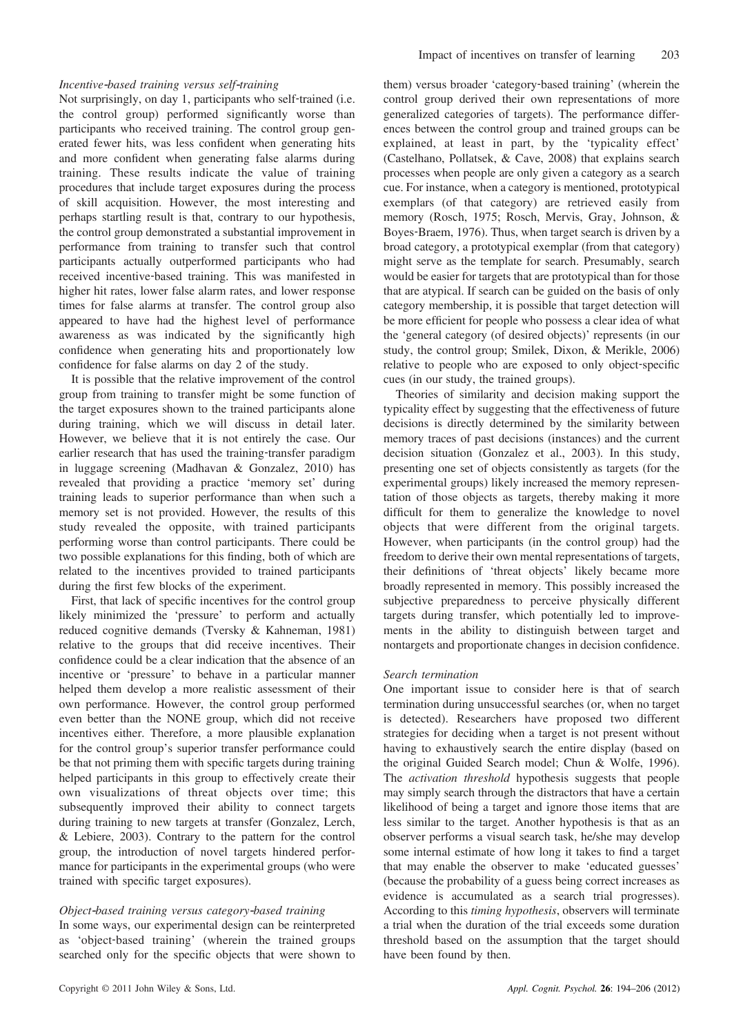*Incentive-based training versus self-training*

Not surprisingly, on day 1, participants who self-trained (i.e. the control group) performed significantly worse than participants who received training. The control group generated fewer hits, was less confident when generating hits and more confident when generating false alarms during training. These results indicate the value of training procedures that include target exposures during the process of skill acquisition. However, the most interesting and perhaps startling result is that, contrary to our hypothesis, the control group demonstrated a substantial improvement in performance from training to transfer such that control participants actually outperformed participants who had received incentive-based training. This was manifested in higher hit rates, lower false alarm rates, and lower response times for false alarms at transfer. The control group also appeared to have had the highest level of performance awareness as was indicated by the significantly high confidence when generating hits and proportionately low confidence for false alarms on day 2 of the study.

It is possible that the relative improvement of the control group from training to transfer might be some function of the target exposures shown to the trained participants alone during training, which we will discuss in detail later. However, we believe that it is not entirely the case. Our earlier research that has used the training-transfer paradigm in luggage screening (Madhavan & Gonzalez, 2010) has revealed that providing a practice 'memory set' during training leads to superior performance than when such a memory set is not provided. However, the results of this study revealed the opposite, with trained participants performing worse than control participants. There could be two possible explanations for this finding, both of which are related to the incentives provided to trained participants during the first few blocks of the experiment.

First, that lack of specific incentives for the control group likely minimized the 'pressure' to perform and actually reduced cognitive demands (Tversky & Kahneman, 1981) relative to the groups that did receive incentives. Their confidence could be a clear indication that the absence of an incentive or 'pressure' to behave in a particular manner helped them develop a more realistic assessment of their own performance. However, the control group performed even better than the NONE group, which did not receive incentives either. Therefore, a more plausible explanation for the control group's superior transfer performance could be that not priming them with specific targets during training helped participants in this group to effectively create their own visualizations of threat objects over time; this subsequently improved their ability to connect targets during training to new targets at transfer (Gonzalez, Lerch, & Lebiere, 2003). Contrary to the pattern for the control group, the introduction of novel targets hindered performance for participants in the experimental groups (who were trained with specific target exposures).

*Object-based training versus category-based training*

In some ways, our experimental design can be reinterpreted as 'object-based training' (wherein the trained groups searched only for the specific objects that were shown to them) versus broader 'category-based training' (wherein the control group derived their own representations of more generalized categories of targets). The performance differences between the control group and trained groups can be explained, at least in part, by the 'typicality effect' (Castelhano, Pollatsek, & Cave, 2008) that explains search processes when people are only given a category as a search cue. For instance, when a category is mentioned, prototypical exemplars (of that category) are retrieved easily from memory (Rosch, 1975; Rosch, Mervis, Gray, Johnson, & Boyes-Braem, 1976). Thus, when target search is driven by a broad category, a prototypical exemplar (from that category) might serve as the template for search. Presumably, search would be easier for targets that are prototypical than for those that are atypical. If search can be guided on the basis of only category membership, it is possible that target detection will be more efficient for people who possess a clear idea of what the 'general category (of desired objects)' represents (in our study, the control group; Smilek, Dixon, & Merikle, 2006) relative to people who are exposed to only object-specific cues (in our study, the trained groups).

Theories of similarity and decision making support the typicality effect by suggesting that the effectiveness of future decisions is directly determined by the similarity between memory traces of past decisions (instances) and the current decision situation (Gonzalez et al., 2003). In this study, presenting one set of objects consistently as targets (for the experimental groups) likely increased the memory representation of those objects as targets, thereby making it more difficult for them to generalize the knowledge to novel objects that were different from the original targets. However, when participants (in the control group) had the freedom to derive their own mental representations of targets, their definitions of 'threat objects' likely became more broadly represented in memory. This possibly increased the subjective preparedness to perceive physically different targets during transfer, which potentially led to improvements in the ability to distinguish between target and nontargets and proportionate changes in decision confidence.

*Search termination*

One important issue to consider here is that of search termination during unsuccessful searches (or, when no target is detected). Researchers have proposed two different strategies for deciding when a target is not present without having to exhaustively search the entire display (based on the original Guided Search model; Chun & Wolfe, 1996). The *activation threshold* hypothesis suggests that people may simply search through the distractors that have a certain likelihood of being a target and ignore those items that are less similar to the target. Another hypothesis is that as an observer performs a visual search task, he/she may develop some internal estimate of how long it takes to find a target that may enable the observer to make 'educated guesses' (because the probability of a guess being correct increases as evidence is accumulated as a search trial progresses). According to this *timing hypothesis*, observers will terminate a trial when the duration of the trial exceeds some duration threshold based on the assumption that the target should have been found by then.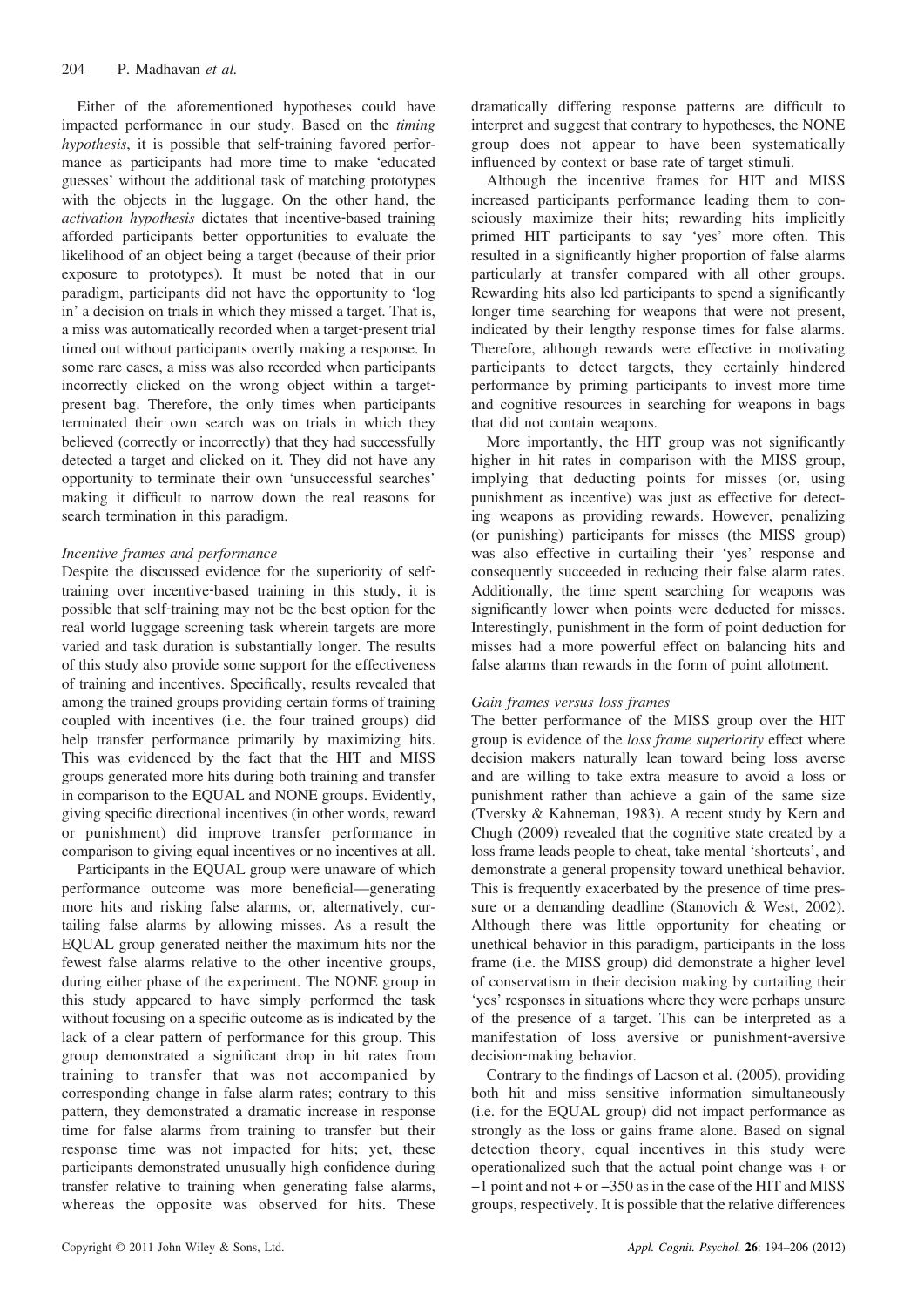Either of the aforementioned hypotheses could have impacted performance in our study. Based on the *timing hypothesis*, it is possible that self-training favored performance as participants had more time to make 'educated guesses' without the additional task of matching prototypes with the objects in the luggage. On the other hand, the *activation hypothesis* dictates that incentive-based training afforded participants better opportunities to evaluate the likelihood of an object being a target (because of their prior exposure to prototypes). It must be noted that in our paradigm, participants did not have the opportunity to 'log in' a decision on trials in which they missed a target. That is, a miss was automatically recorded when a target-present trial timed out without participants overtly making a response. In some rare cases, a miss was also recorded when participants incorrectly clicked on the wrong object within a target-present bag. Therefore, the only times when participants terminated their own search was on trials in which they believed (correctly or incorrectly) that they had successfully detected a target and clicked on it. They did not have any opportunity to terminate their own 'unsuccessful searches' making it difficult to narrow down the real reasons for search termination in this paradigm.

*Incentive frames and performance*

Despite the discussed evidence for the superiority of self-training over incentive-based training in this study, it is possible that self-training may not be the best option for the real world luggage screening task wherein targets are more varied and task duration is substantially longer. The results of this study also provide some support for the effectiveness of training and incentives. Specifically, results revealed that among the trained groups providing certain forms of training coupled with incentives (i.e. the four trained groups) did help transfer performance primarily by maximizing hits. This was evidenced by the fact that the HIT and MISS groups generated more hits during both training and transfer in comparison to the EQUAL and NONE groups. Evidently, giving specific directional incentives (in other words, reward or punishment) did improve transfer performance in comparison to giving equal incentives or no incentives at all.

Participants in the EQUAL group were unaware of which performance outcome was more beneficial—generating more hits and risking false alarms, or, alternatively, curtailing false alarms by allowing misses. As a result the EQUAL group generated neither the maximum hits nor the fewest false alarms relative to the other incentive groups, during either phase of the experiment. The NONE group in this study appeared to have simply performed the task without focusing on a specific outcome as is indicated by the lack of a clear pattern of performance for this group. This group demonstrated a significant drop in hit rates from training to transfer that was not accompanied by corresponding change in false alarm rates; contrary to this pattern, they demonstrated a dramatic increase in response time for false alarms from training to transfer but their response time was not impacted for hits; yet, these participants demonstrated unusually high confidence during transfer relative to training when generating false alarms, whereas the opposite was observed for hits. These dramatically differing response patterns are difficult to interpret and suggest that contrary to hypotheses, the NONE group does not appear to have been systematically influenced by context or base rate of target stimuli.

Although the incentive frames for HIT and MISS increased participants performance leading them to consciously maximize their hits; rewarding hits implicitly primed HIT participants to say 'yes' more often. This resulted in a significantly higher proportion of false alarms particularly at transfer compared with all other groups. Rewarding hits also led participants to spend a significantly longer time searching for weapons that were not present, indicated by their lengthy response times for false alarms. Therefore, although rewards were effective in motivating participants to detect targets, they certainly hindered performance by priming participants to invest more time and cognitive resources in searching for weapons in bags that did not contain weapons.

More importantly, the HIT group was not significantly higher in hit rates in comparison with the MISS group, implying that deducting points for misses (or, using punishment as incentive) was just as effective for detecting weapons as providing rewards. However, penalizing (or punishing) participants for misses (the MISS group) was also effective in curtailing their 'yes' response and consequently succeeded in reducing their false alarm rates. Additionally, the time spent searching for weapons was significantly lower when points were deducted for misses. Interestingly, punishment in the form of point deduction for misses had a more powerful effect on balancing hits and false alarms than rewards in the form of point allotment.

*Gain frames versus loss frames*

The better performance of the MISS group over the HIT group is evidence of the *loss frame superiority* effect where decision makers naturally lean toward being loss averse and are willing to take extra measure to avoid a loss or punishment rather than achieve a gain of the same size (Tversky & Kahneman, 1983). A recent study by Kern and Chugh (2009) revealed that the cognitive state created by a loss frame leads people to cheat, take mental 'shortcuts', and demonstrate a general propensity toward unethical behavior. This is frequently exacerbated by the presence of time pressure or a demanding deadline (Stanovich & West, 2002). Although there was little opportunity for cheating or unethical behavior in this paradigm, participants in the loss frame (i.e. the MISS group) did demonstrate a higher level of conservatism in their decision making by curtailing their 'yes' responses in situations where they were perhaps unsure of the presence of a target. This can be interpreted as a manifestation of loss aversive or punishment-aversive decision-making behavior.

Contrary to the findings of Lacson et al. (2005), providing both hit and miss sensitive information simultaneously (i.e. for the EQUAL group) did not impact performance as strongly as the loss or gains frame alone. Based on signal detection theory, equal incentives in this study were operationalized such that the actual point change was + or −1 point and not + or −350 as in the case of the HIT and MISS groups, respectively. It is possible that the relative differences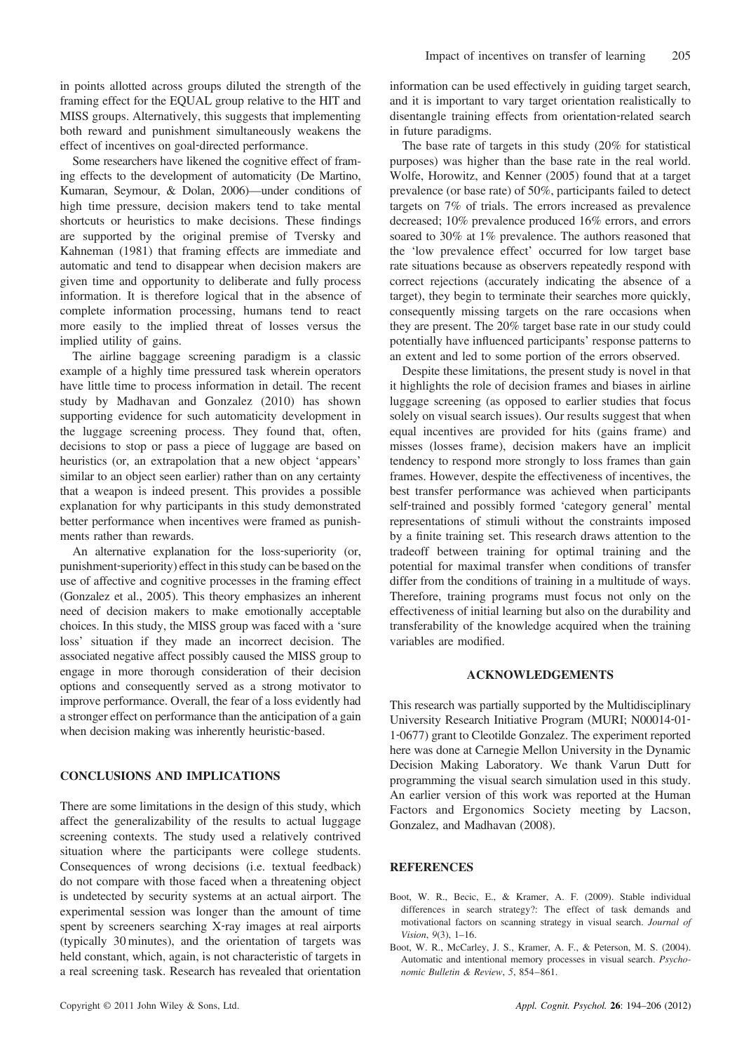in points allotted across groups diluted the strength of the framing effect for the EQUAL group relative to the HIT and MISS groups. Alternatively, this suggests that implementing both reward and punishment simultaneously weakens the effect of incentives on goal-directed performance.

Some researchers have likened the cognitive effect of framing effects to the development of automaticity (De Martino, Kumaran, Seymour, & Dolan, 2006)—under conditions of high time pressure, decision makers tend to take mental shortcuts or heuristics to make decisions. These findings are supported by the original premise of Tversky and Kahneman (1981) that framing effects are immediate and automatic and tend to disappear when decision makers are given time and opportunity to deliberate and fully process information. It is therefore logical that in the absence of complete information processing, humans tend to react more easily to the implied threat of losses versus the implied utility of gains.

The airline baggage screening paradigm is a classic example of a highly time pressured task wherein operators have little time to process information in detail. The recent study by Madhavan and Gonzalez (2010) has shown supporting evidence for such automaticity development in the luggage screening process. They found that, often, decisions to stop or pass a piece of luggage are based on heuristics (or, an extrapolation that a new object 'appears' similar to an object seen earlier) rather than on any certainty that a weapon is indeed present. This provides a possible explanation for why participants in this study demonstrated better performance when incentives were framed as punishments rather than rewards.

An alternative explanation for the loss-superiority (or, punishment-superiority) effect in this study can be based on the use of affective and cognitive processes in the framing effect (Gonzalez et al., 2005). This theory emphasizes an inherent need of decision makers to make emotionally acceptable choices. In this study, the MISS group was faced with a 'sure loss' situation if they made an incorrect decision. The associated negative affect possibly caused the MISS group to engage in more thorough consideration of their decision options and consequently served as a strong motivator to improve performance. Overall, the fear of a loss evidently had a stronger effect on performance than the anticipation of a gain when decision making was inherently heuristic-based.

## CONCLUSIONS AND IMPLICATIONS

There are some limitations in the design of this study, which affect the generalizability of the results to actual luggage screening contexts. The study used a relatively contrived situation where the participants were college students. Consequences of wrong decisions (i.e. textual feedback) do not compare with those faced when a threatening object is undetected by security systems at an actual airport. The experimental session was longer than the amount of time spent by screeners searching X-ray images at real airports (typically 30 minutes), and the orientation of targets was held constant, which, again, is not characteristic of targets in a real screening task. Research has revealed that orientation information can be used effectively in guiding target search, and it is important to vary target orientation realistically to disentangle training effects from orientation-related search in future paradigms.

The base rate of targets in this study (20% for statistical purposes) was higher than the base rate in the real world. Wolfe, Horowitz, and Kenner (2005) found that at a target prevalence (or base rate) of 50%, participants failed to detect targets on 7% of trials. The errors increased as prevalence decreased; 10% prevalence produced 16% errors, and errors soared to 30% at 1% prevalence. The authors reasoned that the 'low prevalence effect' occurred for low target base rate situations because as observers repeatedly respond with correct rejections (accurately indicating the absence of a target), they begin to terminate their searches more quickly, consequently missing targets on the rare occasions when they are present. The 20% target base rate in our study could potentially have influenced participants' response patterns to an extent and led to some portion of the errors observed.

Despite these limitations, the present study is novel in that it highlights the role of decision frames and biases in airline luggage screening (as opposed to earlier studies that focus solely on visual search issues). Our results suggest that when equal incentives are provided for hits (gains frame) and misses (losses frame), decision makers have an implicit tendency to respond more strongly to loss frames than gain frames. However, despite the effectiveness of incentives, the best transfer performance was achieved when participants self-trained and possibly formed 'category general' mental representations of stimuli without the constraints imposed by a finite training set. This research draws attention to the tradeoff between training for optimal training and the potential for maximal transfer when conditions of transfer differ from the conditions of training in a multitude of ways. Therefore, training programs must focus not only on the effectiveness of initial learning but also on the durability and transferability of the knowledge acquired when the training variables are modified.

## ACKNOWLEDGEMENTS

This research was partially supported by the Multidisciplinary University Research Initiative Program (MURI; N00014-01-1-0677) grant to Cleotilde Gonzalez. The experiment reported here was done at Carnegie Mellon University in the Dynamic Decision Making Laboratory. We thank Varun Dutt for programming the visual search simulation used in this study. An earlier version of this work was reported at the Human Factors and Ergonomics Society meeting by Lacson, Gonzalez, and Madhavan (2008).

## REFERENCES

Boot, W. R., Becic, E., & Kramer, A. F. (2009). Stable individual differences in search strategy?: The effect of task demands and motivational factors on scanning strategy in visual search. *Journal of Vision*, *9*(3), 1–16.

Boot, W. R., McCarley, J. S., Kramer, A. F., & Peterson, M. S. (2004). Automatic and intentional memory processes in visual search. *Psychonomic Bulletin & Review*, *5*, 854–861.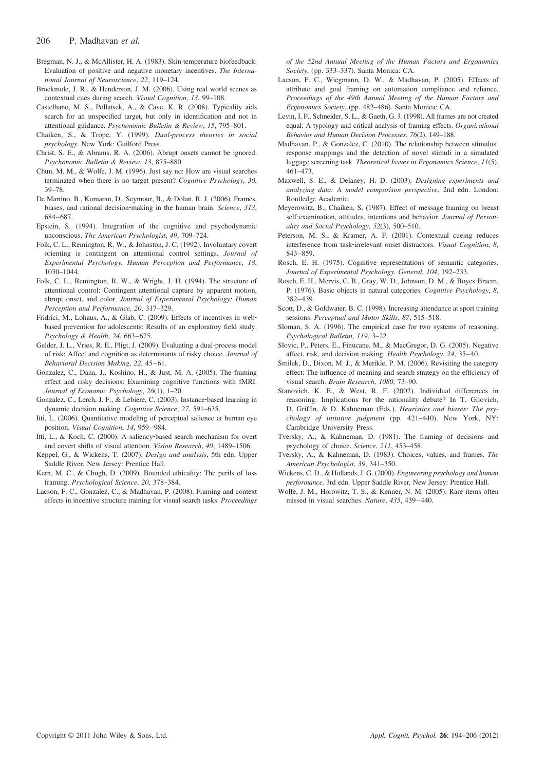Bregman, N. J., & McAllister, H. A. (1983). Skin temperature biofeedback: Evaluation of positive and negative monetary incentives. *The International Journal of Neuroscience*, *22*, 119–124.

Brockmole, J. R., & Henderson, J. M. (2006). Using real world scenes as contextual cues during search. *Visual Cognition*, *13*, 99–108.

Castelhano, M. S., Pollatsek, A., & Cave, K. R. (2008). Typicality aids search for an unspecified target, but only in identification and not in attentional guidance. *Psychonomic Bulletin & Review*, *15*, 795–801.

Chaiken, S., & Trope, Y. (1999). *Dual-process theories in social psychology*. New York: Guilford Press.

Christ, S. E., & Abrams, R. A. (2006). Abrupt onsets cannot be ignored. *Psychonomic Bulletin & Review*, *13*, 875–880.

Chun, M. M., & Wolfe, J. M. (1996). Just say no: How are visual searches terminated when there is no target present? *Cognitive Psychology*, *30*, 39–78.

De Martino, B., Kumaran, D., Seymour, B., & Dolan, R. J. (2006). Frames, biases, and rational decision-making in the human brain. *Science*, *313*, 684–687.

Epstein, S. (1994). Integration of the cognitive and psychodynamic unconscious. *The American Psychologist*, *49*, 709–724.

Folk, C. L., Remington, R. W., & Johnston, J. C. (1992). Involuntary covert orienting is contingent on attentional control settings. *Journal of Experimental Psychology. Human Perception and Performance*, *18*, 1030–1044.

Folk, C. L., Remington, R. W., & Wright, J. H. (1994). The structure of attentional control: Contingent attentional capture by apparent motion, abrupt onset, and color. *Journal of Experimental Psychology: Human Perception and Performance*, *20*, 317–329.

Fridrici, M., Lohaus, A., & Glab, C. (2009). Effects of incentives in web-based prevention for adolescents: Results of an exploratory field study. *Psychology & Health*, *24*, 663–675.

Gelder, J. L., Vries, R. E., Pligt, J. (2009). Evaluating a dual-process model of risk: Affect and cognition as determinants of risky choice. *Journal of Behavioral Decision Making*, *22*, 45–61.

Gonzalez, C., Dana, J., Koshino, H., & Just, M. A. (2005). The framing effect and risky decisions: Examining cognitive functions with fMRI. *Journal of Economic Psychology*, *26*(1), 1–20.

Gonzalez, C., Lerch, J. F., & Lebiere, C. (2003). Instance-based learning in dynamic decision making. *Cognitive Science*, *27*, 591–635.

Itti, L. (2006). Quantitative modeling of perceptual salience at human eye position. *Visual Cognition*, *14*, 959–984.

Itti, L., & Koch, C. (2000). A saliency-based search mechanism for overt and covert shifts of visual attention. *Vision Research*, *40*, 1489–1506.

Keppel, G., & Wickens, T. (2007). *Design and analysis*, 5th edn. Upper Saddle River, New Jersey: Prentice Hall.

Kern, M. C., & Chugh, D. (2009). Bounded ethicality: The perils of loss framing. *Psychological Science*, *20*, 378–384.

Lacson, F. C., Gonzalez, C., & Madhavan, P. (2008). Framing and context effects in incentive structure training for visual search tasks. *Proceedings of the 52nd Annual Meeting of the Human Factors and Ergonomics Society*, (pp. 333–337). Santa Monica: CA.

Lacson, F. C., Wiegmann, D. W., & Madhavan, P. (2005). Effects of attribute and goal framing on automation compliance and reliance. *Proceedings of the 49th Annual Meeting of the Human Factors and Ergonomics Society*, (pp. 482–486). Santa Monica: CA.

Levin, I. P., Schneider, S. L., & Gaeth, G. J. (1998). All frames are not created equal: A typology and critical analysis of framing effects. *Organizational Behavior and Human Decision Processes*, *76*(2), 149–188.

Madhavan, P., & Gonzalez, C. (2010). The relationship between stimulus-response mappings and the detection of novel stimuli in a simulated luggage screening task. *Theoretical Issues in Ergonomics Science*, *11*(5), 461–473.

Maxwell, S. E., & Delaney, H. D. (2003). *Designing experiments and analyzing data: A model comparison perspective*, 2nd edn. London: Routledge Academic.

Meyerowitz, B., Chaiken, S. (1987). Effect of message framing on breast self-examination, attitudes, intentions and behavior. *Journal of Personality and Social Psychology*, *52*(3), 500–510.

Peterson, M. S., & Kramer, A. F. (2001). Contextual cueing reduces interference from task-irrelevant onset distractors. *Visual Cognition*, *8*, 843–859.

Rosch, E. H. (1975). Cognitive representations of semantic categories. *Journal of Experimental Psychology. General*, *104*, 192–233.

Rosch, E. H., Mervis, C. B., Gray, W. D., Johnson, D. M., & Boyes-Braem, P. (1976). Basic objects in natural categories. *Cognitive Psychology*, *8*, 382–439.

Scott, D., & Goldwater, B. C. (1998). Increasing attendance at sport training sessions. *Perceptual and Motor Skills*, *87*, 515–518.

Sloman, S. A. (1996). The empirical case for two systems of reasoning. *Psychological Bulletin*, *119*, 3–22.

Slovic, P., Peters, E., Finucane, M., & MacGregor, D. G. (2005). Negative affect, risk, and decision making. *Health Psychology*, *24*, 35–40.

Smilek, D., Dixon, M. J., & Merikle, P. M. (2006). Revisiting the category effect: The influence of meaning and search strategy on the efficiency of visual search. *Brain Research*, *1080*, 73–90.

Stanovich, K. E., & West, R. F. (2002). Individual differences in reasoning: Implications for the rationality debate? In T. Gilovich, D. Griffin, & D. Kahneman (Eds.), *Heuristics and biases: The psychology of intuitive judgment* (pp. 421–440). New York, NY: Cambridge University Press.

Tversky, A., & Kahneman, D. (1981). The framing of decisions and psychology of choice. *Science*, *211*, 453–458.

Tversky, A., & Kahneman, D. (1983). Choices, values, and frames. *The American Psychologist*, *39*, 341–350.

Wickens, C. D., & Hollands, J. G. (2000). *Engineering psychology and human performance*. 3rd edn. Upper Saddle River, New Jersey: Prentice Hall.

Wolfe, J. M., Horowitz, T. S., & Kenner, N. M. (2005). Rare items often missed in visual searches. *Nature*, *435*, 439–440.